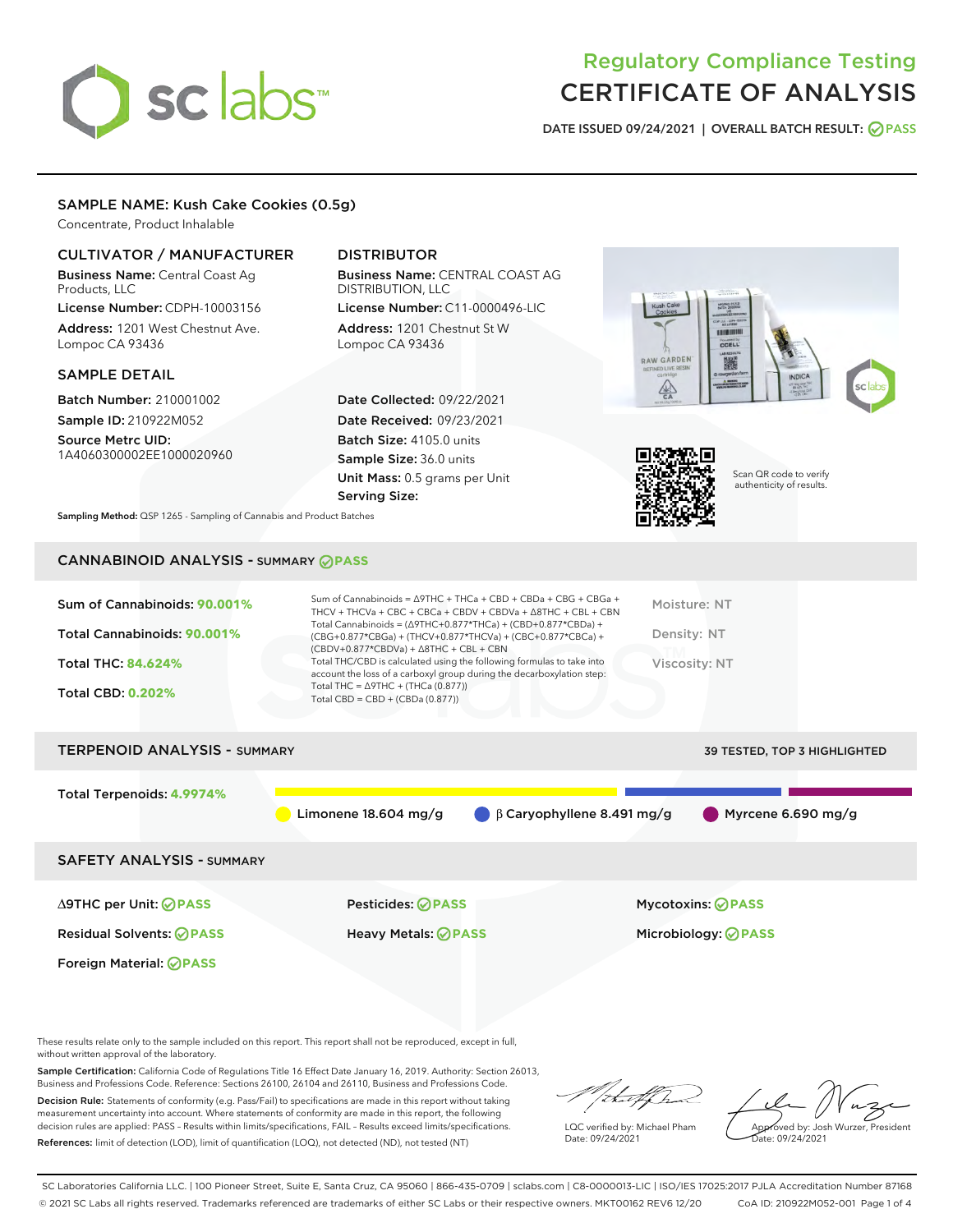# Regulatory Compliance Testing
# CERTIFICATE OF ANALYSIS

DATE ISSUED 09/24/2021 | OVERALL BATCH RESULT: PASS

## SAMPLE NAME: Kush Cake Cookies (0.5g)

Concentrate, Product Inhalable

### CULTIVATOR / MANUFACTURER

**Business Name:** Central Coast Ag Products, LLC

**License Number:** CDPH-10003156

**Address:** 1201 West Chestnut Ave. Lompoc CA 93436

### DISTRIBUTOR

**Business Name:** CENTRAL COAST AG DISTRIBUTION, LLC

**License Number:** C11-0000496-LIC

**Address:** 1201 Chestnut St W Lompoc CA 93436

### SAMPLE DETAIL

**Batch Number:** 210001002

**Sample ID:** 210922M052

**Source Metrc UID:** 1A4060300002EE1000020960

**Date Collected:** 09/22/2021

**Date Received:** 09/23/2021

**Batch Size:** 4105.0 units

**Sample Size:** 36.0 units

**Unit Mass:** 0.5 grams per Unit

**Serving Size:**

**Sampling Method:** QSP 1265 - Sampling of Cannabis and Product Batches

Scan QR code to verify authenticity of results.

## CANNABINOID ANALYSIS - SUMMARY PASS

**Sum of Cannabinoids:** 90.001%

**Total Cannabinoids:** 90.001%

**Total THC:** 84.624%

**Total CBD:** 0.202%

Sum of Cannabinoids = Δ9THC + THCa + CBD + CBDa + CBG + CBGa + THCV + THCVa + CBC + CBCa + CBDV + CBDVa + Δ8THC + CBL + CBN
Total Cannabinoids = (Δ9THC+0.877*THCa) + (CBD+0.877*CBDa) + (CBG+0.877*CBGa) + (THCV+0.877*THCVa) + (CBC+0.877*CBCa) + (CBDV+0.877*CBDVa) + Δ8THC + CBL + CBN
Total THC/CBD is calculated using the following formulas to take into account the loss of a carboxyl group during the decarboxylation step:
Total THC = Δ9THC + (THCa (0.877))
Total CBD = CBD + (CBDa (0.877))

Moisture: NT

Density: NT

Viscosity: NT

## TERPENOID ANALYSIS - SUMMARY

39 TESTED, TOP 3 HIGHLIGHTED

**Total Terpenoids:** 4.9974%

Limonene 18.604 mg/g | β Caryophyllene 8.491 mg/g | Myrcene 6.690 mg/g

## SAFETY ANALYSIS - SUMMARY

| | | |
|---|---|---|
| Δ9THC per Unit: PASS | Pesticides: PASS | Mycotoxins: PASS |
| Residual Solvents: PASS | Heavy Metals: PASS | Microbiology: PASS |
| Foreign Material: PASS | | |

These results relate only to the sample included on this report. This report shall not be reproduced, except in full, without written approval of the laboratory.

**Sample Certification:** California Code of Regulations Title 16 Effect Date January 16, 2019. Authority: Section 26013, Business and Professions Code. Reference: Sections 26100, 26104 and 26110, Business and Professions Code.

**Decision Rule:** Statements of conformity (e.g. Pass/Fail) to specifications are made in this report without taking measurement uncertainty into account. Where statements of conformity are made in this report, the following decision rules are applied: PASS – Results within limits/specifications, FAIL – Results exceed limits/specifications.

**References:** limit of detection (LOD), limit of quantification (LOQ), not detected (ND), not tested (NT)

LQC verified by: Michael Pham
Date: 09/24/2021

Approved by: Josh Wurzer, President
Date: 09/24/2021

SC Laboratories California LLC. | 100 Pioneer Street, Suite E, Santa Cruz, CA 95060 | 866-435-0709 | sclabs.com | C8-0000013-LIC | ISO/IES 17025:2017 PJLA Accreditation Number 87168
© 2021 SC Labs all rights reserved. Trademarks referenced are trademarks of either SC Labs or their respective owners. MKT00162 REV6 12/20 CoA ID: 210922M052-001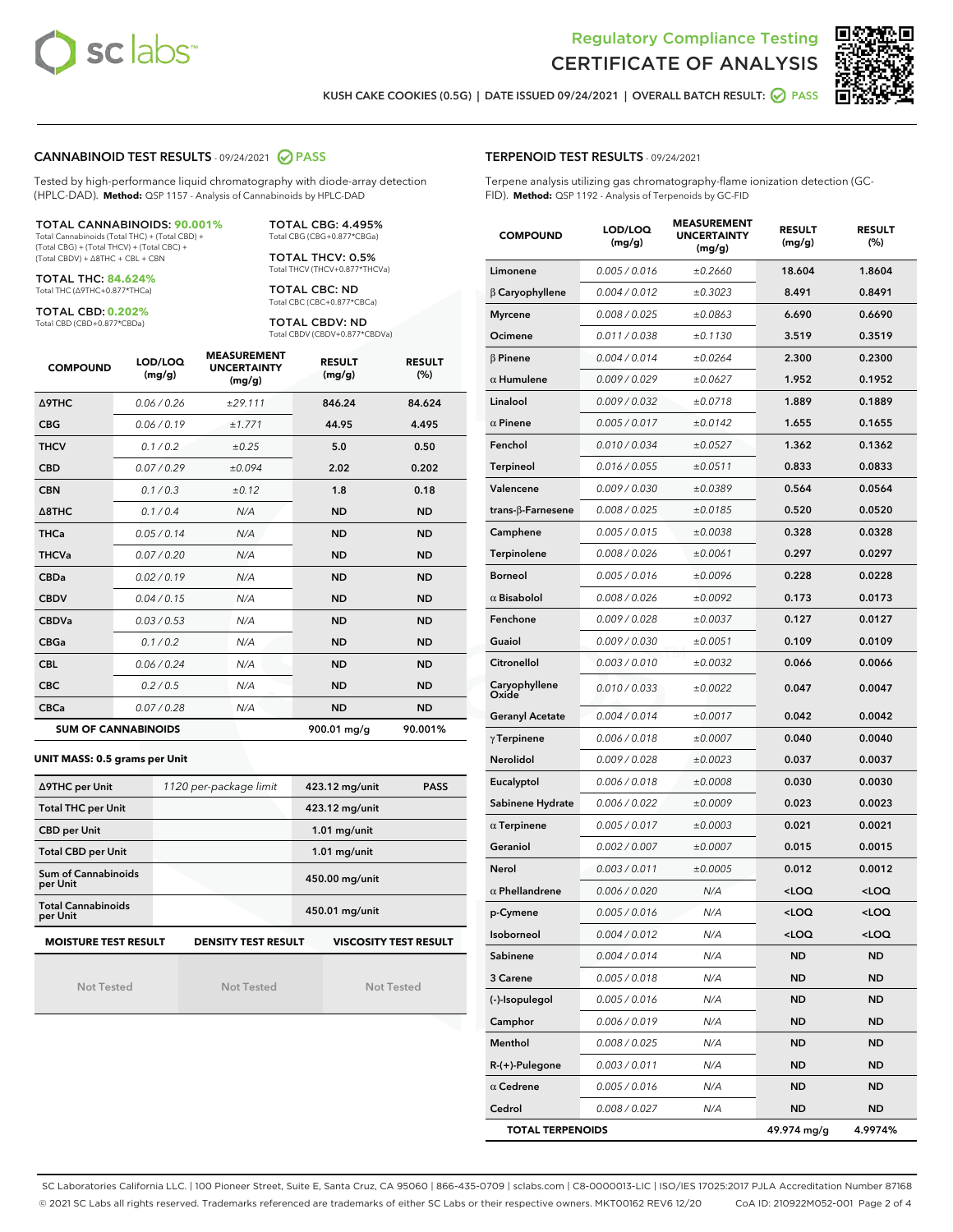# Regulatory Compliance Testing
# CERTIFICATE OF ANALYSIS

KUSH CAKE COOKIES (0.5G) | DATE ISSUED 09/24/2021 | OVERALL BATCH RESULT: PASS

## CANNABINOID TEST RESULTS - 09/24/2021 PASS

Tested by high-performance liquid chromatography with diode-array detection (HPLC-DAD). **Method:** QSP 1157 - Analysis of Cannabinoids by HPLC-DAD

**TOTAL CANNABINOIDS: 90.001%**
Total Cannabinoids (Total THC) + (Total CBD) + (Total CBG) + (Total THCV) + (Total CBC) + (Total CBDV) + Δ8THC + CBL + CBN

**TOTAL THC: 84.624%**
Total THC (Δ9THC+0.877*THCa)

**TOTAL CBD: 0.202%**
Total CBD (CBD+0.877*CBDa)

**TOTAL CBG: 4.495%**
Total CBG (CBG+0.877*CBGa)

**TOTAL THCV: 0.5%**
Total THCV (THCV+0.877*THCVa)

**TOTAL CBC: ND**
Total CBC (CBC+0.877*CBCa)

**TOTAL CBDV: ND**
Total CBDV (CBDV+0.877*CBDVa)

| COMPOUND | LOD/LOQ (mg/g) | MEASUREMENT UNCERTAINTY (mg/g) | RESULT (mg/g) | RESULT (%) |
|---|---|---|---|---|
| Δ9THC | 0.06 / 0.26 | ±29.111 | 846.24 | 84.624 |
| CBG | 0.06 / 0.19 | ±1.771 | 44.95 | 4.495 |
| THCV | 0.1 / 0.2 | ±0.25 | 5.0 | 0.50 |
| CBD | 0.07 / 0.29 | ±0.094 | 2.02 | 0.202 |
| CBN | 0.1 / 0.3 | ±0.12 | 1.8 | 0.18 |
| Δ8THC | 0.1 / 0.4 | N/A | ND | ND |
| THCa | 0.05 / 0.14 | N/A | ND | ND |
| THCVa | 0.07 / 0.20 | N/A | ND | ND |
| CBDa | 0.02 / 0.19 | N/A | ND | ND |
| CBDV | 0.04 / 0.15 | N/A | ND | ND |
| CBDVa | 0.03 / 0.53 | N/A | ND | ND |
| CBGa | 0.1 / 0.2 | N/A | ND | ND |
| CBL | 0.06 / 0.24 | N/A | ND | ND |
| CBC | 0.2 / 0.5 | N/A | ND | ND |
| CBCa | 0.07 / 0.28 | N/A | ND | ND |
| **SUM OF CANNABINOIDS** | | | 900.01 mg/g | 90.001% |

### UNIT MASS: 0.5 grams per Unit

| | | | |
|---|---|---|---|
| Δ9THC per Unit | 1120 per-package limit | 423.12 mg/unit | PASS |
| Total THC per Unit | | 423.12 mg/unit | |
| CBD per Unit | | 1.01 mg/unit | |
| Total CBD per Unit | | 1.01 mg/unit | |
| Sum of Cannabinoids per Unit | | 450.00 mg/unit | |
| Total Cannabinoids per Unit | | 450.01 mg/unit | |

| MOISTURE TEST RESULT | DENSITY TEST RESULT | VISCOSITY TEST RESULT |
|---|---|---|
| Not Tested | Not Tested | Not Tested |

## TERPENOID TEST RESULTS - 09/24/2021

Terpene analysis utilizing gas chromatography-flame ionization detection (GC-FID). **Method:** QSP 1192 - Analysis of Terpenoids by GC-FID

| COMPOUND | LOD/LOQ (mg/g) | MEASUREMENT UNCERTAINTY (mg/g) | RESULT (mg/g) | RESULT (%) |
|---|---|---|---|---|
| Limonene | 0.005 / 0.016 | ±0.2660 | 18.604 | 1.8604 |
| β Caryophyllene | 0.004 / 0.012 | ±0.3023 | 8.491 | 0.8491 |
| Myrcene | 0.008 / 0.025 | ±0.0863 | 6.690 | 0.6690 |
| Ocimene | 0.011 / 0.038 | ±0.1130 | 3.519 | 0.3519 |
| β Pinene | 0.004 / 0.014 | ±0.0264 | 2.300 | 0.2300 |
| α Humulene | 0.009 / 0.029 | ±0.0627 | 1.952 | 0.1952 |
| Linalool | 0.009 / 0.032 | ±0.0718 | 1.889 | 0.1889 |
| α Pinene | 0.005 / 0.017 | ±0.0142 | 1.655 | 0.1655 |
| Fenchol | 0.010 / 0.034 | ±0.0527 | 1.362 | 0.1362 |
| Terpineol | 0.016 / 0.055 | ±0.0511 | 0.833 | 0.0833 |
| Valencene | 0.009 / 0.030 | ±0.0389 | 0.564 | 0.0564 |
| trans-β-Farnesene | 0.008 / 0.025 | ±0.0185 | 0.520 | 0.0520 |
| Camphene | 0.005 / 0.015 | ±0.0038 | 0.328 | 0.0328 |
| Terpinolene | 0.008 / 0.026 | ±0.0061 | 0.297 | 0.0297 |
| Borneol | 0.005 / 0.016 | ±0.0096 | 0.228 | 0.0228 |
| α Bisabolol | 0.008 / 0.026 | ±0.0092 | 0.173 | 0.0173 |
| Fenchone | 0.009 / 0.028 | ±0.0037 | 0.127 | 0.0127 |
| Guaiol | 0.009 / 0.030 | ±0.0051 | 0.109 | 0.0109 |
| Citronellol | 0.003 / 0.010 | ±0.0032 | 0.066 | 0.0066 |
| Caryophyllene Oxide | 0.010 / 0.033 | ±0.0022 | 0.047 | 0.0047 |
| Geranyl Acetate | 0.004 / 0.014 | ±0.0017 | 0.042 | 0.0042 |
| γ Terpinene | 0.006 / 0.018 | ±0.0007 | 0.040 | 0.0040 |
| Nerolidol | 0.009 / 0.028 | ±0.0023 | 0.037 | 0.0037 |
| Eucalyptol | 0.006 / 0.018 | ±0.0008 | 0.030 | 0.0030 |
| Sabinene Hydrate | 0.006 / 0.022 | ±0.0009 | 0.023 | 0.0023 |
| α Terpinene | 0.005 / 0.017 | ±0.0003 | 0.021 | 0.0021 |
| Geraniol | 0.002 / 0.007 | ±0.0007 | 0.015 | 0.0015 |
| Nerol | 0.003 / 0.011 | ±0.0005 | 0.012 | 0.0012 |
| α Phellandrene | 0.006 / 0.020 | N/A | <LOQ | <LOQ |
| p-Cymene | 0.005 / 0.016 | N/A | <LOQ | <LOQ |
| Isoborneol | 0.004 / 0.012 | N/A | <LOQ | <LOQ |
| Sabinene | 0.004 / 0.014 | N/A | ND | ND |
| 3 Carene | 0.005 / 0.018 | N/A | ND | ND |
| (-)-Isopulegol | 0.005 / 0.016 | N/A | ND | ND |
| Camphor | 0.006 / 0.019 | N/A | ND | ND |
| Menthol | 0.008 / 0.025 | N/A | ND | ND |
| R-(+)-Pulegone | 0.003 / 0.011 | N/A | ND | ND |
| α Cedrene | 0.005 / 0.016 | N/A | ND | ND |
| Cedrol | 0.008 / 0.027 | N/A | ND | ND |
| **TOTAL TERPENOIDS** | | | 49.974 mg/g | 4.9974% |

SC Laboratories California LLC. | 100 Pioneer Street, Suite E, Santa Cruz, CA 95060 | 866-435-0709 | sclabs.com | C8-0000013-LIC | ISO/IES 17025:2017 PJLA Accreditation Number 87168
© 2021 SC Labs all rights reserved. Trademarks referenced are trademarks of either SC Labs or their respective owners. MKT00162 REV6 12/20 CoA ID: 210922M052-001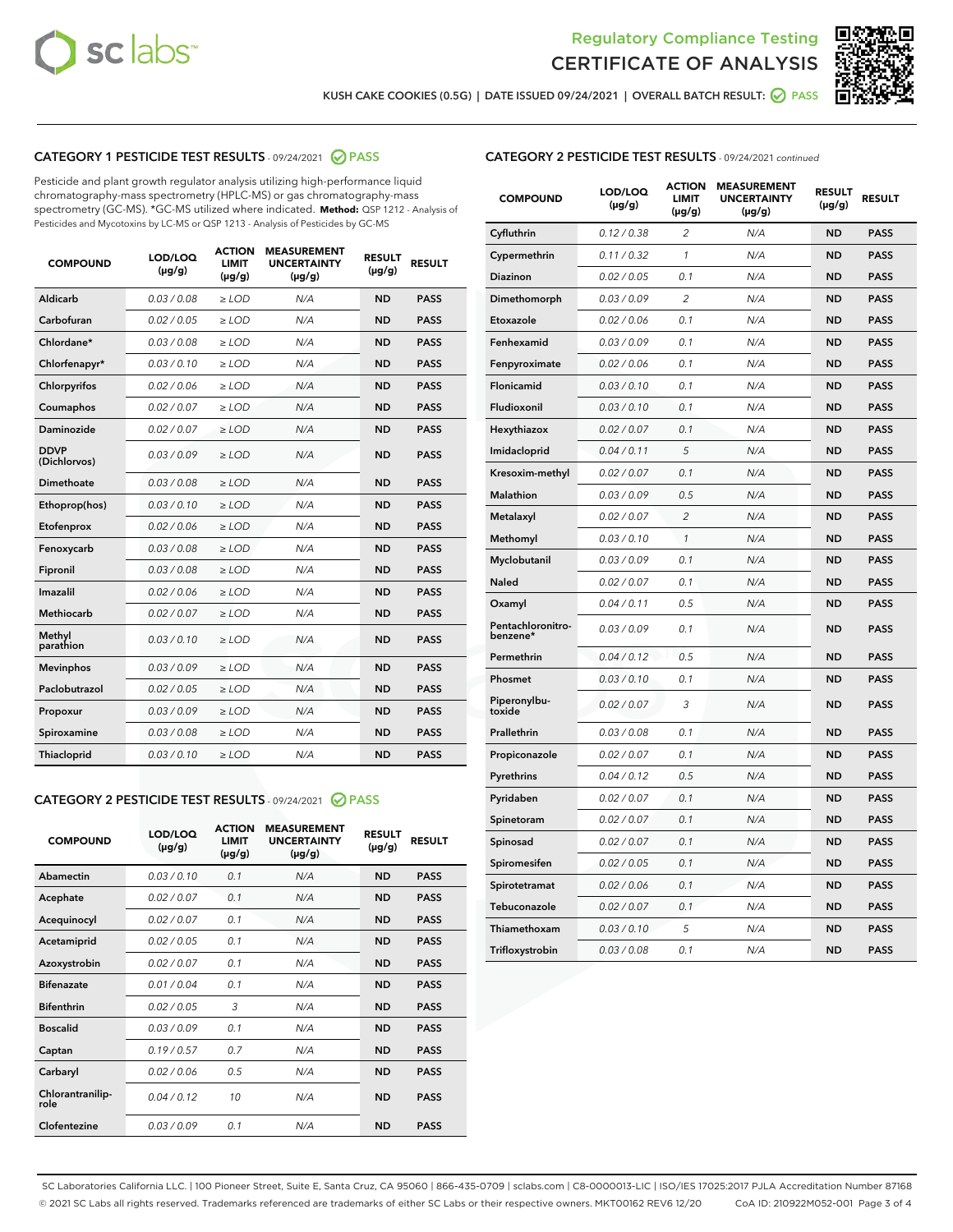Regulatory Compliance Testing
# CERTIFICATE OF ANALYSIS

KUSH CAKE COOKIES (0.5G) | DATE ISSUED 09/24/2021 | OVERALL BATCH RESULT: PASS

## CATEGORY 1 PESTICIDE TEST RESULTS - 09/24/2021 PASS

Pesticide and plant growth regulator analysis utilizing high-performance liquid chromatography-mass spectrometry (HPLC-MS) or gas chromatography-mass spectrometry (GC-MS). *GC-MS utilized where indicated. **Method:** QSP 1212 - Analysis of Pesticides and Mycotoxins by LC-MS or QSP 1213 - Analysis of Pesticides by GC-MS

| COMPOUND | LOD/LOQ (µg/g) | ACTION LIMIT (µg/g) | MEASUREMENT UNCERTAINTY (µg/g) | RESULT (µg/g) | RESULT |
|---|---|---|---|---|---|
| Aldicarb | 0.03 / 0.08 | ≥ LOD | N/A | ND | PASS |
| Carbofuran | 0.02 / 0.05 | ≥ LOD | N/A | ND | PASS |
| Chlordane* | 0.03 / 0.08 | ≥ LOD | N/A | ND | PASS |
| Chlorfenapyr* | 0.03 / 0.10 | ≥ LOD | N/A | ND | PASS |
| Chlorpyrifos | 0.02 / 0.06 | ≥ LOD | N/A | ND | PASS |
| Coumaphos | 0.02 / 0.07 | ≥ LOD | N/A | ND | PASS |
| Daminozide | 0.02 / 0.07 | ≥ LOD | N/A | ND | PASS |
| DDVP (Dichlorvos) | 0.03 / 0.09 | ≥ LOD | N/A | ND | PASS |
| Dimethoate | 0.03 / 0.08 | ≥ LOD | N/A | ND | PASS |
| Ethoprop(hos) | 0.03 / 0.10 | ≥ LOD | N/A | ND | PASS |
| Etofenprox | 0.02 / 0.06 | ≥ LOD | N/A | ND | PASS |
| Fenoxycarb | 0.03 / 0.08 | ≥ LOD | N/A | ND | PASS |
| Fipronil | 0.03 / 0.08 | ≥ LOD | N/A | ND | PASS |
| Imazalil | 0.02 / 0.06 | ≥ LOD | N/A | ND | PASS |
| Methiocarb | 0.02 / 0.07 | ≥ LOD | N/A | ND | PASS |
| Methyl parathion | 0.03 / 0.10 | ≥ LOD | N/A | ND | PASS |
| Mevinphos | 0.03 / 0.09 | ≥ LOD | N/A | ND | PASS |
| Paclobutrazol | 0.02 / 0.05 | ≥ LOD | N/A | ND | PASS |
| Propoxur | 0.03 / 0.09 | ≥ LOD | N/A | ND | PASS |
| Spiroxamine | 0.03 / 0.08 | ≥ LOD | N/A | ND | PASS |
| Thiacloprid | 0.03 / 0.10 | ≥ LOD | N/A | ND | PASS |

## CATEGORY 2 PESTICIDE TEST RESULTS - 09/24/2021 PASS

| COMPOUND | LOD/LOQ (µg/g) | ACTION LIMIT (µg/g) | MEASUREMENT UNCERTAINTY (µg/g) | RESULT (µg/g) | RESULT |
|---|---|---|---|---|---|
| Abamectin | 0.03 / 0.10 | 0.1 | N/A | ND | PASS |
| Acephate | 0.02 / 0.07 | 0.1 | N/A | ND | PASS |
| Acequinocyl | 0.02 / 0.07 | 0.1 | N/A | ND | PASS |
| Acetamiprid | 0.02 / 0.05 | 0.1 | N/A | ND | PASS |
| Azoxystrobin | 0.02 / 0.07 | 0.1 | N/A | ND | PASS |
| Bifenazate | 0.01 / 0.04 | 0.1 | N/A | ND | PASS |
| Bifenthrin | 0.02 / 0.05 | 3 | N/A | ND | PASS |
| Boscalid | 0.03 / 0.09 | 0.1 | N/A | ND | PASS |
| Captan | 0.19 / 0.57 | 0.7 | N/A | ND | PASS |
| Carbaryl | 0.02 / 0.06 | 0.5 | N/A | ND | PASS |
| Chlorantraniliprole | 0.04 / 0.12 | 10 | N/A | ND | PASS |
| Clofentezine | 0.03 / 0.09 | 0.1 | N/A | ND | PASS |
| Cyfluthrin | 0.12 / 0.38 | 2 | N/A | ND | PASS |
| Cypermethrin | 0.11 / 0.32 | 1 | N/A | ND | PASS |
| Diazinon | 0.02 / 0.05 | 0.1 | N/A | ND | PASS |
| Dimethomorph | 0.03 / 0.09 | 2 | N/A | ND | PASS |
| Etoxazole | 0.02 / 0.06 | 0.1 | N/A | ND | PASS |
| Fenhexamid | 0.03 / 0.09 | 0.1 | N/A | ND | PASS |
| Fenpyroximate | 0.02 / 0.06 | 0.1 | N/A | ND | PASS |
| Flonicamid | 0.03 / 0.10 | 0.1 | N/A | ND | PASS |
| Fludioxonil | 0.03 / 0.10 | 0.1 | N/A | ND | PASS |
| Hexythiazox | 0.02 / 0.07 | 0.1 | N/A | ND | PASS |
| Imidacloprid | 0.04 / 0.11 | 5 | N/A | ND | PASS |
| Kresoxim-methyl | 0.02 / 0.07 | 0.1 | N/A | ND | PASS |
| Malathion | 0.03 / 0.09 | 0.5 | N/A | ND | PASS |
| Metalaxyl | 0.02 / 0.07 | 2 | N/A | ND | PASS |
| Methomyl | 0.03 / 0.10 | 1 | N/A | ND | PASS |
| Myclobutanil | 0.03 / 0.09 | 0.1 | N/A | ND | PASS |
| Naled | 0.02 / 0.07 | 0.1 | N/A | ND | PASS |
| Oxamyl | 0.04 / 0.11 | 0.5 | N/A | ND | PASS |
| Pentachloronitrobenzene* | 0.03 / 0.09 | 0.1 | N/A | ND | PASS |
| Permethrin | 0.04 / 0.12 | 0.5 | N/A | ND | PASS |
| Phosmet | 0.03 / 0.10 | 0.1 | N/A | ND | PASS |
| Piperonylbutoxide | 0.02 / 0.07 | 3 | N/A | ND | PASS |
| Prallethrin | 0.03 / 0.08 | 0.1 | N/A | ND | PASS |
| Propiconazole | 0.02 / 0.07 | 0.1 | N/A | ND | PASS |
| Pyrethrins | 0.04 / 0.12 | 0.5 | N/A | ND | PASS |
| Pyridaben | 0.02 / 0.07 | 0.1 | N/A | ND | PASS |
| Spinetoram | 0.02 / 0.07 | 0.1 | N/A | ND | PASS |
| Spinosad | 0.02 / 0.07 | 0.1 | N/A | ND | PASS |
| Spiromesifen | 0.02 / 0.05 | 0.1 | N/A | ND | PASS |
| Spirotetramat | 0.02 / 0.06 | 0.1 | N/A | ND | PASS |
| Tebuconazole | 0.02 / 0.07 | 0.1 | N/A | ND | PASS |
| Thiamethoxam | 0.03 / 0.10 | 5 | N/A | ND | PASS |
| Trifloxystrobin | 0.03 / 0.08 | 0.1 | N/A | ND | PASS |

SC Laboratories California LLC. | 100 Pioneer Street, Suite E, Santa Cruz, CA 95060 | 866-435-0709 | sclabs.com | C8-0000013-LIC | ISO/IES 17025:2017 PJLA Accreditation Number 87168
© 2021 SC Labs all rights reserved. Trademarks referenced are trademarks of either SC Labs or their respective owners. MKT00162 REV6 12/20 CoA ID: 210922M052-001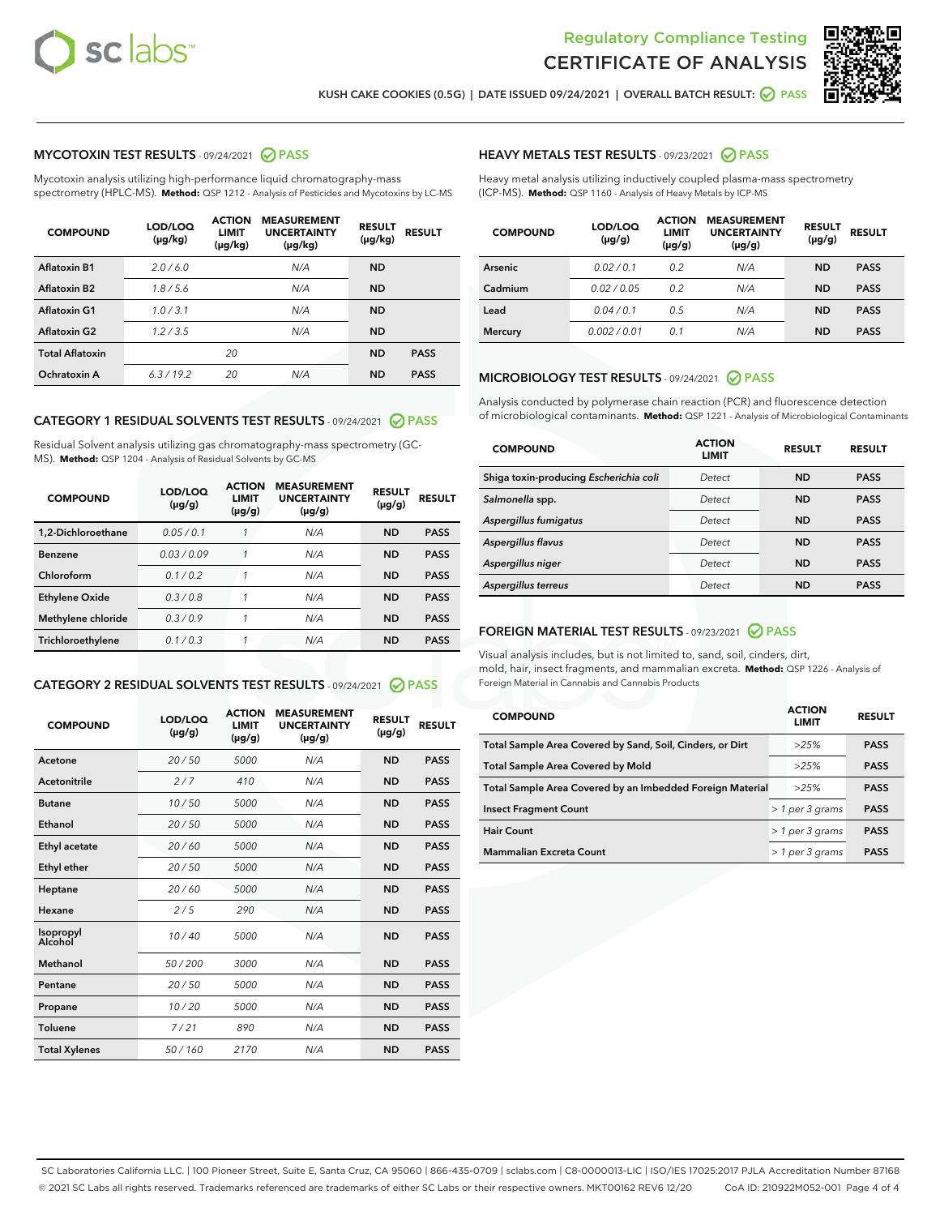Regulatory Compliance Testing

# CERTIFICATE OF ANALYSIS

KUSH CAKE COOKIES (0.5G) | DATE ISSUED 09/24/2021 | OVERALL BATCH RESULT: PASS

## MYCOTOXIN TEST RESULTS - 09/24/2021 PASS

Mycotoxin analysis utilizing high-performance liquid chromatography-mass spectrometry (HPLC-MS). **Method:** QSP 1212 - Analysis of Pesticides and Mycotoxins by LC-MS

| COMPOUND | LOD/LOQ (µg/kg) | ACTION LIMIT (µg/kg) | MEASUREMENT UNCERTAINTY (µg/kg) | RESULT (µg/kg) | RESULT |
|---|---|---|---|---|---|
| Aflatoxin B1 | 2.0 / 6.0 | | N/A | ND | |
| Aflatoxin B2 | 1.8 / 5.6 | | N/A | ND | |
| Aflatoxin G1 | 1.0 / 3.1 | | N/A | ND | |
| Aflatoxin G2 | 1.2 / 3.5 | | N/A | ND | |
| Total Aflatoxin | | 20 | | ND | PASS |
| Ochratoxin A | 6.3 / 19.2 | 20 | N/A | ND | PASS |

## CATEGORY 1 RESIDUAL SOLVENTS TEST RESULTS - 09/24/2021 PASS

Residual Solvent analysis utilizing gas chromatography-mass spectrometry (GC-MS). **Method:** QSP 1204 - Analysis of Residual Solvents by GC-MS

| COMPOUND | LOD/LOQ (µg/g) | ACTION LIMIT (µg/g) | MEASUREMENT UNCERTAINTY (µg/g) | RESULT (µg/g) | RESULT |
|---|---|---|---|---|---|
| 1,2-Dichloroethane | 0.05 / 0.1 | 1 | N/A | ND | PASS |
| Benzene | 0.03 / 0.09 | 1 | N/A | ND | PASS |
| Chloroform | 0.1 / 0.2 | 1 | N/A | ND | PASS |
| Ethylene Oxide | 0.3 / 0.8 | 1 | N/A | ND | PASS |
| Methylene chloride | 0.3 / 0.9 | 1 | N/A | ND | PASS |
| Trichloroethylene | 0.1 / 0.3 | 1 | N/A | ND | PASS |

## CATEGORY 2 RESIDUAL SOLVENTS TEST RESULTS - 09/24/2021 PASS

| COMPOUND | LOD/LOQ (µg/g) | ACTION LIMIT (µg/g) | MEASUREMENT UNCERTAINTY (µg/g) | RESULT (µg/g) | RESULT |
|---|---|---|---|---|---|
| Acetone | 20 / 50 | 5000 | N/A | ND | PASS |
| Acetonitrile | 2 / 7 | 410 | N/A | ND | PASS |
| Butane | 10 / 50 | 5000 | N/A | ND | PASS |
| Ethanol | 20 / 50 | 5000 | N/A | ND | PASS |
| Ethyl acetate | 20 / 60 | 5000 | N/A | ND | PASS |
| Ethyl ether | 20 / 50 | 5000 | N/A | ND | PASS |
| Heptane | 20 / 60 | 5000 | N/A | ND | PASS |
| Hexane | 2 / 5 | 290 | N/A | ND | PASS |
| Isopropyl Alcohol | 10 / 40 | 5000 | N/A | ND | PASS |
| Methanol | 50 / 200 | 3000 | N/A | ND | PASS |
| Pentane | 20 / 50 | 5000 | N/A | ND | PASS |
| Propane | 10 / 20 | 5000 | N/A | ND | PASS |
| Toluene | 7 / 21 | 890 | N/A | ND | PASS |
| Total Xylenes | 50 / 160 | 2170 | N/A | ND | PASS |

## HEAVY METALS TEST RESULTS - 09/23/2021 PASS

Heavy metal analysis utilizing inductively coupled plasma-mass spectrometry (ICP-MS). **Method:** QSP 1160 - Analysis of Heavy Metals by ICP-MS

| COMPOUND | LOD/LOQ (µg/g) | ACTION LIMIT (µg/g) | MEASUREMENT UNCERTAINTY (µg/g) | RESULT (µg/g) | RESULT |
|---|---|---|---|---|---|
| Arsenic | 0.02 / 0.1 | 0.2 | N/A | ND | PASS |
| Cadmium | 0.02 / 0.05 | 0.2 | N/A | ND | PASS |
| Lead | 0.04 / 0.1 | 0.5 | N/A | ND | PASS |
| Mercury | 0.002 / 0.01 | 0.1 | N/A | ND | PASS |

## MICROBIOLOGY TEST RESULTS - 09/24/2021 PASS

Analysis conducted by polymerase chain reaction (PCR) and fluorescence detection of microbiological contaminants. **Method:** QSP 1221 - Analysis of Microbiological Contaminants

| COMPOUND | ACTION LIMIT | RESULT | RESULT |
|---|---|---|---|
| Shiga toxin-producing *Escherichia coli* | Detect | ND | PASS |
| *Salmonella* spp. | Detect | ND | PASS |
| *Aspergillus fumigatus* | Detect | ND | PASS |
| *Aspergillus flavus* | Detect | ND | PASS |
| *Aspergillus niger* | Detect | ND | PASS |
| *Aspergillus terreus* | Detect | ND | PASS |

## FOREIGN MATERIAL TEST RESULTS - 09/23/2021 PASS

Visual analysis includes, but is not limited to, sand, soil, cinders, dirt, mold, hair, insect fragments, and mammalian excreta. **Method:** QSP 1226 - Analysis of Foreign Material in Cannabis and Cannabis Products

| COMPOUND | ACTION LIMIT | RESULT |
|---|---|---|
| Total Sample Area Covered by Sand, Soil, Cinders, or Dirt | >25% | PASS |
| Total Sample Area Covered by Mold | >25% | PASS |
| Total Sample Area Covered by an Imbedded Foreign Material | >25% | PASS |
| Insect Fragment Count | > 1 per 3 grams | PASS |
| Hair Count | > 1 per 3 grams | PASS |
| Mammalian Excreta Count | > 1 per 3 grams | PASS |

SC Laboratories California LLC. | 100 Pioneer Street, Suite E, Santa Cruz, CA 95060 | 866-435-0709 | sclabs.com | C8-0000013-LIC | ISO/IES 17025:2017 PJLA Accreditation Number 87168
© 2021 SC Labs all rights reserved. Trademarks referenced are trademarks of either SC Labs or their respective owners. MKT00162 REV6 12/20 CoA ID: 210922M052-001